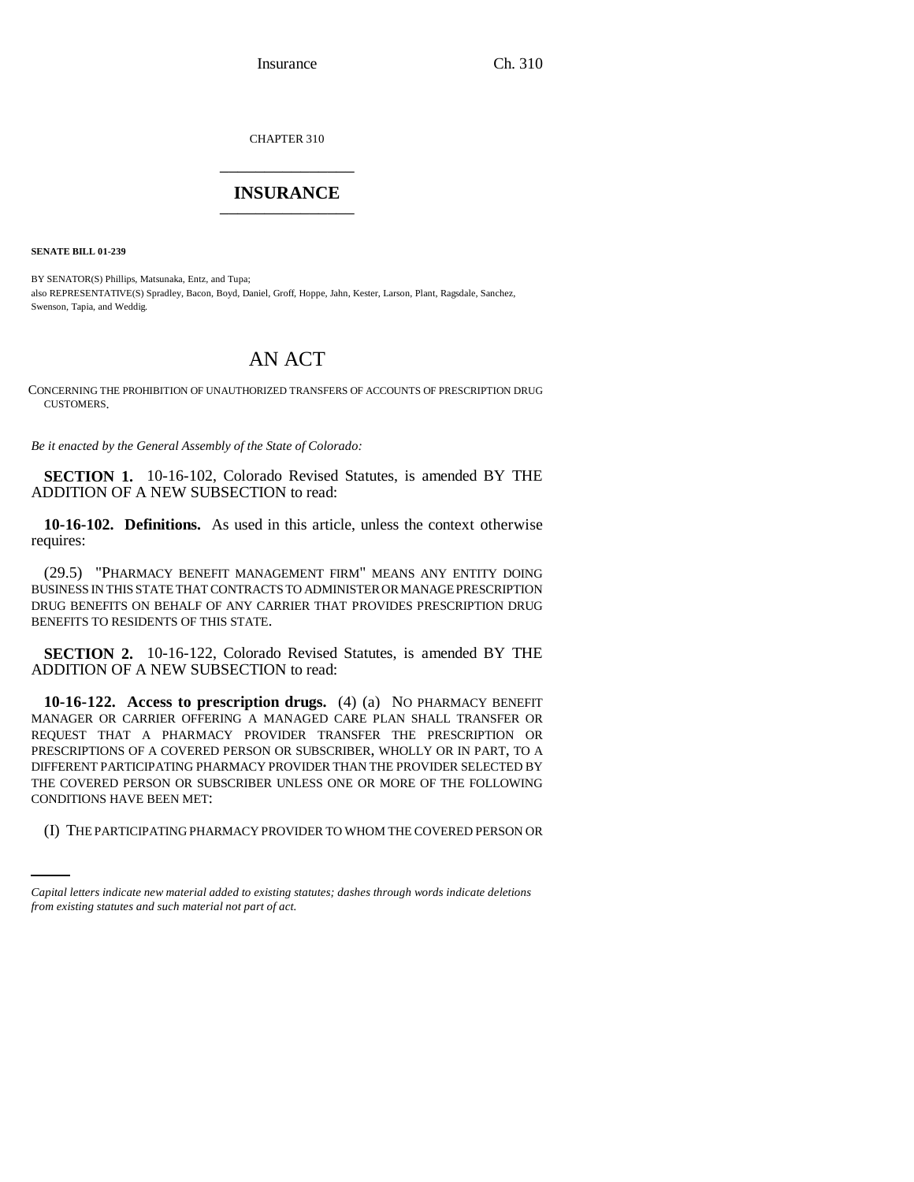CHAPTER 310

## INSURANCE

**SENATE BILL 01-239**

BY SENATOR(S) Phillips, Matsunaka, Entz, and Tupa;
also REPRESENTATIVE(S) Spradley, Bacon, Boyd, Daniel, Groff, Hoppe, Jahn, Kester, Larson, Plant, Ragsdale, Sanchez, Swenson, Tapia, and Weddig.

# AN ACT

CONCERNING THE PROHIBITION OF UNAUTHORIZED TRANSFERS OF ACCOUNTS OF PRESCRIPTION DRUG CUSTOMERS.

*Be it enacted by the General Assembly of the State of Colorado:*

**SECTION 1.** 10-16-102, Colorado Revised Statutes, is amended BY THE ADDITION OF A NEW SUBSECTION to read:

**10-16-102. Definitions.** As used in this article, unless the context otherwise requires:

(29.5) "PHARMACY BENEFIT MANAGEMENT FIRM" MEANS ANY ENTITY DOING BUSINESS IN THIS STATE THAT CONTRACTS TO ADMINISTER OR MANAGE PRESCRIPTION DRUG BENEFITS ON BEHALF OF ANY CARRIER THAT PROVIDES PRESCRIPTION DRUG BENEFITS TO RESIDENTS OF THIS STATE.

**SECTION 2.** 10-16-122, Colorado Revised Statutes, is amended BY THE ADDITION OF A NEW SUBSECTION to read:

**10-16-122. Access to prescription drugs.** (4) (a) NO PHARMACY BENEFIT MANAGER OR CARRIER OFFERING A MANAGED CARE PLAN SHALL TRANSFER OR REQUEST THAT A PHARMACY PROVIDER TRANSFER THE PRESCRIPTION OR PRESCRIPTIONS OF A COVERED PERSON OR SUBSCRIBER, WHOLLY OR IN PART, TO A DIFFERENT PARTICIPATING PHARMACY PROVIDER THAN THE PROVIDER SELECTED BY THE COVERED PERSON OR SUBSCRIBER UNLESS ONE OR MORE OF THE FOLLOWING CONDITIONS HAVE BEEN MET:

(I) THE PARTICIPATING PHARMACY PROVIDER TO WHOM THE COVERED PERSON OR

*Capital letters indicate new material added to existing statutes; dashes through words indicate deletions from existing statutes and such material not part of act.*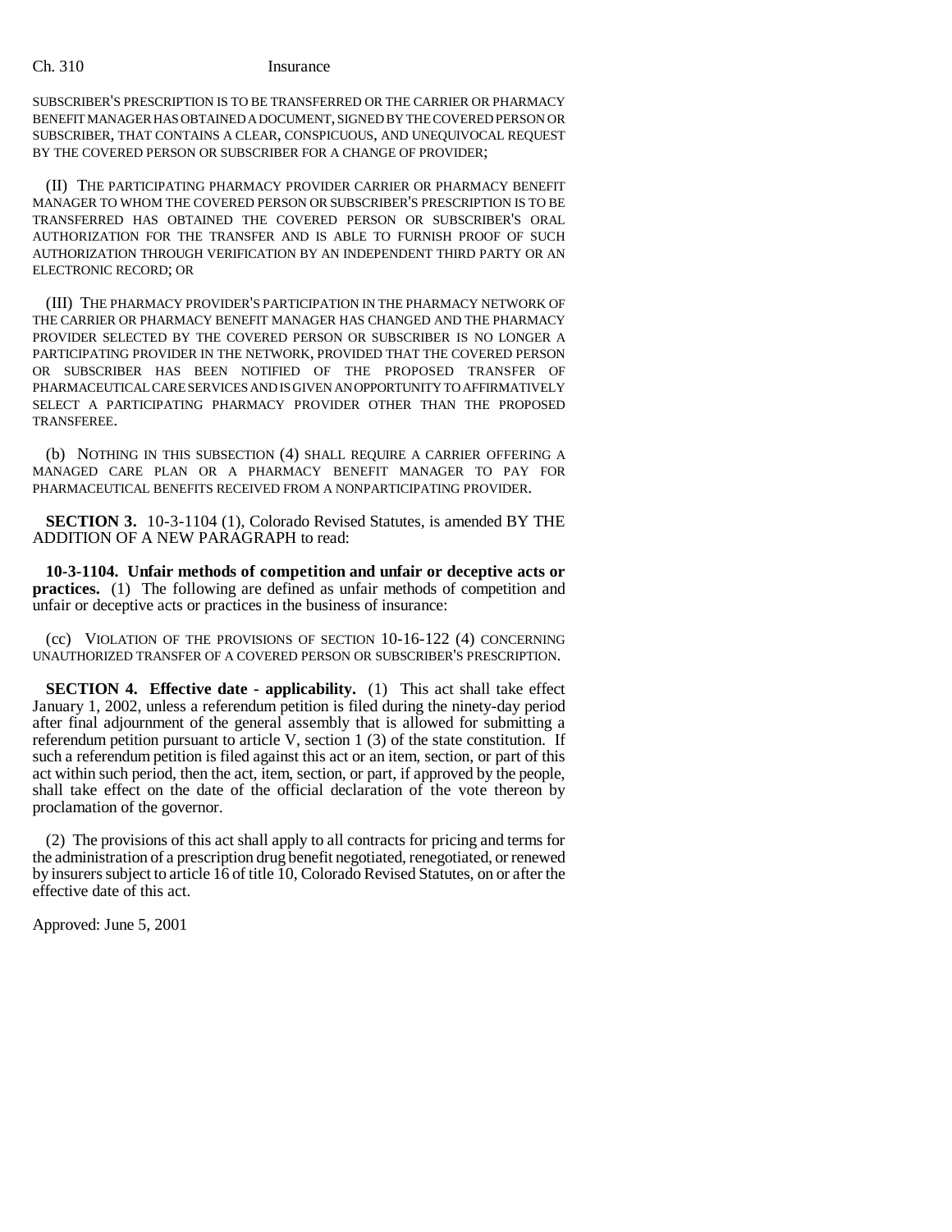SUBSCRIBER'S PRESCRIPTION IS TO BE TRANSFERRED OR THE CARRIER OR PHARMACY BENEFIT MANAGER HAS OBTAINED A DOCUMENT, SIGNED BY THE COVERED PERSON OR SUBSCRIBER, THAT CONTAINS A CLEAR, CONSPICUOUS, AND UNEQUIVOCAL REQUEST BY THE COVERED PERSON OR SUBSCRIBER FOR A CHANGE OF PROVIDER;

(II) THE PARTICIPATING PHARMACY PROVIDER CARRIER OR PHARMACY BENEFIT MANAGER TO WHOM THE COVERED PERSON OR SUBSCRIBER'S PRESCRIPTION IS TO BE TRANSFERRED HAS OBTAINED THE COVERED PERSON OR SUBSCRIBER'S ORAL AUTHORIZATION FOR THE TRANSFER AND IS ABLE TO FURNISH PROOF OF SUCH AUTHORIZATION THROUGH VERIFICATION BY AN INDEPENDENT THIRD PARTY OR AN ELECTRONIC RECORD; OR

(III) THE PHARMACY PROVIDER'S PARTICIPATION IN THE PHARMACY NETWORK OF THE CARRIER OR PHARMACY BENEFIT MANAGER HAS CHANGED AND THE PHARMACY PROVIDER SELECTED BY THE COVERED PERSON OR SUBSCRIBER IS NO LONGER A PARTICIPATING PROVIDER IN THE NETWORK, PROVIDED THAT THE COVERED PERSON OR SUBSCRIBER HAS BEEN NOTIFIED OF THE PROPOSED TRANSFER OF PHARMACEUTICAL CARE SERVICES AND IS GIVEN AN OPPORTUNITY TO AFFIRMATIVELY SELECT A PARTICIPATING PHARMACY PROVIDER OTHER THAN THE PROPOSED TRANSFEREE.

(b) NOTHING IN THIS SUBSECTION (4) SHALL REQUIRE A CARRIER OFFERING A MANAGED CARE PLAN OR A PHARMACY BENEFIT MANAGER TO PAY FOR PHARMACEUTICAL BENEFITS RECEIVED FROM A NONPARTICIPATING PROVIDER.

**SECTION 3.** 10-3-1104 (1), Colorado Revised Statutes, is amended BY THE ADDITION OF A NEW PARAGRAPH to read:

**10-3-1104. Unfair methods of competition and unfair or deceptive acts or practices.** (1) The following are defined as unfair methods of competition and unfair or deceptive acts or practices in the business of insurance:

(cc) VIOLATION OF THE PROVISIONS OF SECTION 10-16-122 (4) CONCERNING UNAUTHORIZED TRANSFER OF A COVERED PERSON OR SUBSCRIBER'S PRESCRIPTION.

**SECTION 4. Effective date - applicability.** (1) This act shall take effect January 1, 2002, unless a referendum petition is filed during the ninety-day period after final adjournment of the general assembly that is allowed for submitting a referendum petition pursuant to article V, section 1 (3) of the state constitution. If such a referendum petition is filed against this act or an item, section, or part of this act within such period, then the act, item, section, or part, if approved by the people, shall take effect on the date of the official declaration of the vote thereon by proclamation of the governor.

(2) The provisions of this act shall apply to all contracts for pricing and terms for the administration of a prescription drug benefit negotiated, renegotiated, or renewed by insurers subject to article 16 of title 10, Colorado Revised Statutes, on or after the effective date of this act.

Approved: June 5, 2001